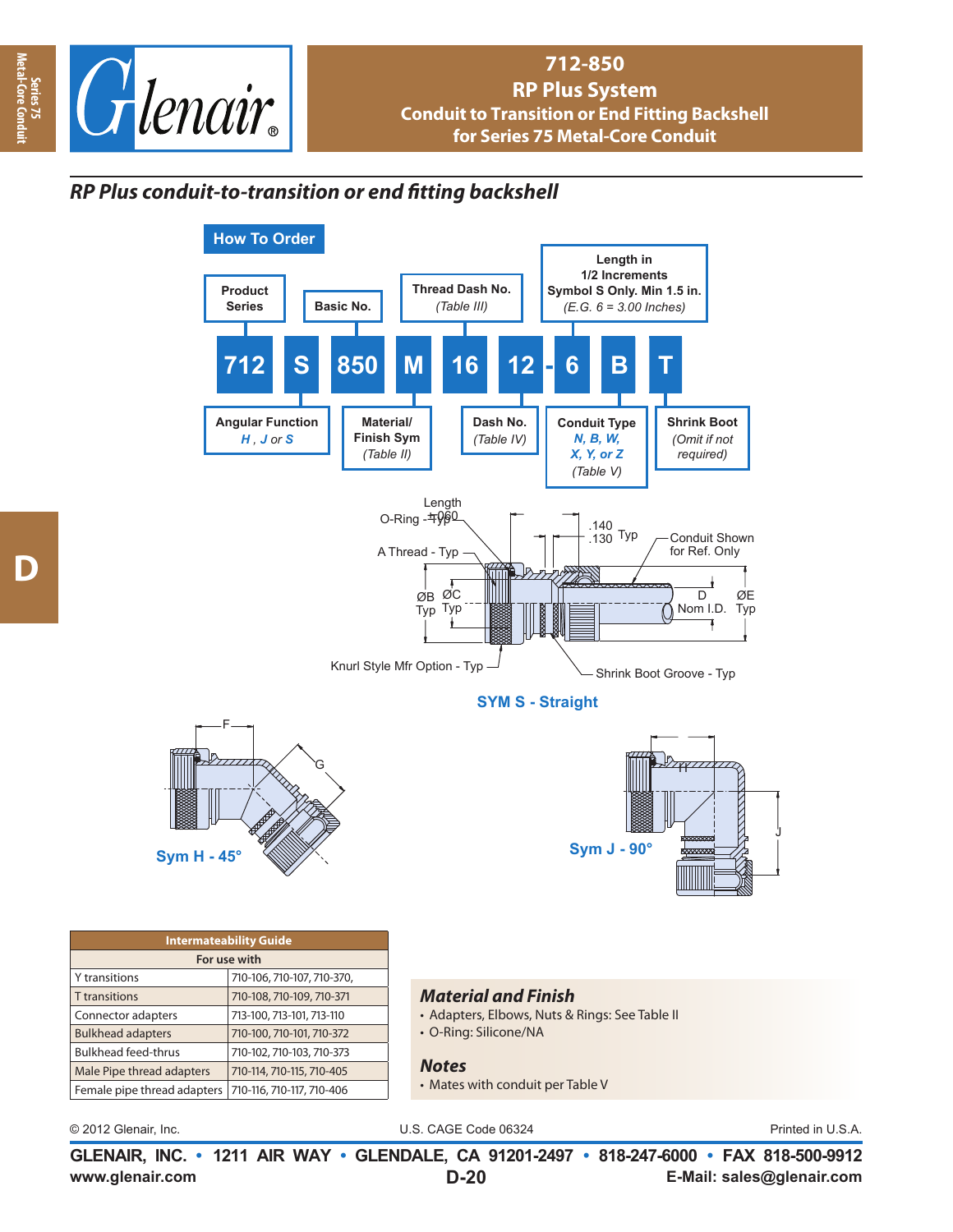# 712-850
## RP Plus System
## Conduit to Transition or End Fitting Backshell for Series 75 Metal-Core Conduit

### *RP Plus conduit-to-transition or end fitting backshell*

**How To Order**

| 712 | S | 850 | M | 16 | 12 | - 6 | B | T |
|---|---|---|---|---|---|---|---|---|

- **712** – Product Series
- **S** – Angular Function: *H*, *J* or *S*
- **850** – Basic No.
- **M** – Material/Finish Sym (Table II)
- **16** – Thread Dash No. (Table III)
- **12** – Dash No. (Table IV)
- **6** – Length in 1/2 Increments, Symbol S Only. Min 1.5 in. (E.G. 6 = 3.00 Inches)
- **B** – Conduit Type: *N, B, W, X, Y, or Z* (Table V)
- **T** – Shrink Boot (Omit if not required)

O-Ring - Typ
Length ±.060
A Thread - Typ
.140 .130 Typ
Conduit Shown for Ref. Only
ØB Typ
ØC Typ
D Nom I.D.
ØE Typ
Knurl Style Mfr Option - Typ
Shrink Boot Groove - Typ

**SYM S - Straight**

F
G
**Sym H - 45°**

H
J
**Sym J - 90°**

| Intermateability Guide | |
|---|---|
| For use with | |
| Y transitions | 710-106, 710-107, 710-370, |
| T transitions | 710-108, 710-109, 710-371 |
| Connector adapters | 713-100, 713-101, 713-110 |
| Bulkhead adapters | 710-100, 710-101, 710-372 |
| Bulkhead feed-thrus | 710-102, 710-103, 710-373 |
| Male Pipe thread adapters | 710-114, 710-115, 710-405 |
| Female pipe thread adapters | 710-116, 710-117, 710-406 |

### *Material and Finish*
- Adapters, Elbows, Nuts & Rings: See Table II
- O-Ring: Silicone/NA

### *Notes*
- Mates with conduit per Table V

© 2012 Glenair, Inc. U.S. CAGE Code 06324 Printed in U.S.A.

**GLENAIR, INC. • 1211 AIR WAY • GLENDALE, CA 91201-2497 • 818-247-6000 • FAX 818-500-9912**
**www.glenair.com** **E-Mail: sales@glenair.com**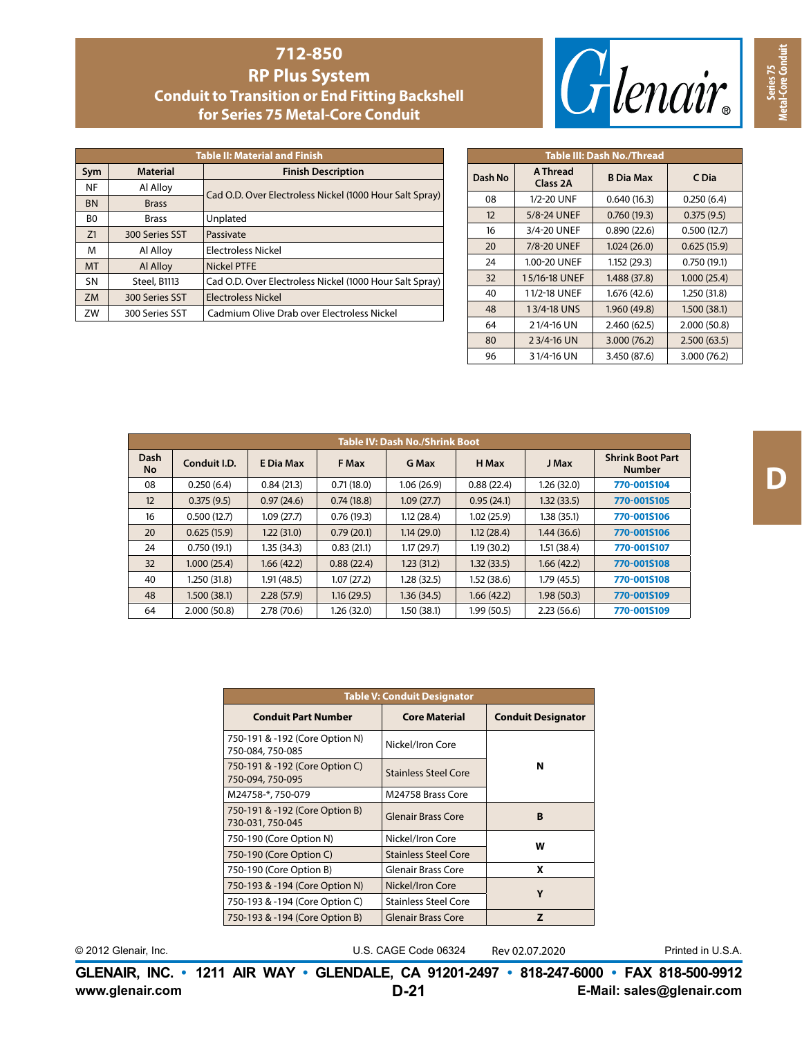# 712-850
## RP Plus System
## Conduit to Transition or End Fitting Backshell for Series 75 Metal-Core Conduit

| Table II: Material and Finish | | |
|---|---|---|
| **Sym** | **Material** | **Finish Description** |
| NF | Al Alloy | Cad O.D. Over Electroless Nickel (1000 Hour Salt Spray) |
| BN | Brass | Cad O.D. Over Electroless Nickel (1000 Hour Salt Spray) |
| B0 | Brass | Unplated |
| Z1 | 300 Series SST | Passivate |
| M | Al Alloy | Electroless Nickel |
| MT | Al Alloy | Nickel PTFE |
| SN | Steel, B1113 | Cad O.D. Over Electroless Nickel (1000 Hour Salt Spray) |
| ZM | 300 Series SST | Electroless Nickel |
| ZW | 300 Series SST | Cadmium Olive Drab over Electroless Nickel |

| Table III: Dash No./Thread | | | |
|---|---|---|---|
| **Dash No** | **A Thread Class 2A** | **B Dia Max** | **C Dia** |
| 08 | 1/2-20 UNF | 0.640 (16.3) | 0.250 (6.4) |
| 12 | 5/8-24 UNEF | 0.760 (19.3) | 0.375 (9.5) |
| 16 | 3/4-20 UNEF | 0.890 (22.6) | 0.500 (12.7) |
| 20 | 7/8-20 UNEF | 1.024 (26.0) | 0.625 (15.9) |
| 24 | 1.00-20 UNEF | 1.152 (29.3) | 0.750 (19.1) |
| 32 | 1 5/16-18 UNEF | 1.488 (37.8) | 1.000 (25.4) |
| 40 | 1 1/2-18 UNEF | 1.676 (42.6) | 1.250 (31.8) |
| 48 | 1 3/4-18 UNS | 1.960 (49.8) | 1.500 (38.1) |
| 64 | 2 1/4-16 UN | 2.460 (62.5) | 2.000 (50.8) |
| 80 | 2 3/4-16 UN | 3.000 (76.2) | 2.500 (63.5) |
| 96 | 3 1/4-16 UN | 3.450 (87.6) | 3.000 (76.2) |

| Table IV: Dash No./Shrink Boot | | | | | | | |
|---|---|---|---|---|---|---|---|
| **Dash No** | **Conduit I.D.** | **E Dia Max** | **F Max** | **G Max** | **H Max** | **J Max** | **Shrink Boot Part Number** |
| 08 | 0.250 (6.4) | 0.84 (21.3) | 0.71 (18.0) | 1.06 (26.9) | 0.88 (22.4) | 1.26 (32.0) | 770-001S104 |
| 12 | 0.375 (9.5) | 0.97 (24.6) | 0.74 (18.8) | 1.09 (27.7) | 0.95 (24.1) | 1.32 (33.5) | 770-001S105 |
| 16 | 0.500 (12.7) | 1.09 (27.7) | 0.76 (19.3) | 1.12 (28.4) | 1.02 (25.9) | 1.38 (35.1) | 770-001S106 |
| 20 | 0.625 (15.9) | 1.22 (31.0) | 0.79 (20.1) | 1.14 (29.0) | 1.12 (28.4) | 1.44 (36.6) | 770-001S106 |
| 24 | 0.750 (19.1) | 1.35 (34.3) | 0.83 (21.1) | 1.17 (29.7) | 1.19 (30.2) | 1.51 (38.4) | 770-001S107 |
| 32 | 1.000 (25.4) | 1.66 (42.2) | 0.88 (22.4) | 1.23 (31.2) | 1.32 (33.5) | 1.66 (42.2) | 770-001S108 |
| 40 | 1.250 (31.8) | 1.91 (48.5) | 1.07 (27.2) | 1.28 (32.5) | 1.52 (38.6) | 1.79 (45.5) | 770-001S108 |
| 48 | 1.500 (38.1) | 2.28 (57.9) | 1.16 (29.5) | 1.36 (34.5) | 1.66 (42.2) | 1.98 (50.3) | 770-001S109 |
| 64 | 2.000 (50.8) | 2.78 (70.6) | 1.26 (32.0) | 1.50 (38.1) | 1.99 (50.5) | 2.23 (56.6) | 770-001S109 |

| Table V: Conduit Designator | | |
|---|---|---|
| **Conduit Part Number** | **Core Material** | **Conduit Designator** |
| 750-191 & -192 (Core Option N) 750-084, 750-085 | Nickel/Iron Core | N |
| 750-191 & -192 (Core Option C) 750-094, 750-095 | Stainless Steel Core | N |
| M24758-*, 750-079 | M24758 Brass Core | N |
| 750-191 & -192 (Core Option B) 730-031, 750-045 | Glenair Brass Core | B |
| 750-190 (Core Option N) | Nickel/Iron Core | W |
| 750-190 (Core Option C) | Stainless Steel Core | W |
| 750-190 (Core Option B) | Glenair Brass Core | X |
| 750-193 & -194 (Core Option N) | Nickel/Iron Core | Y |
| 750-193 & -194 (Core Option C) | Stainless Steel Core | Y |
| 750-193 & -194 (Core Option B) | Glenair Brass Core | Z |

© 2012 Glenair, Inc. U.S. CAGE Code 06324 Rev 02.07.2020 Printed in U.S.A.

**GLENAIR, INC. • 1211 AIR WAY • GLENDALE, CA 91201-2497 • 818-247-6000 • FAX 818-500-9912**
**www.glenair.com** **E-Mail: sales@glenair.com**